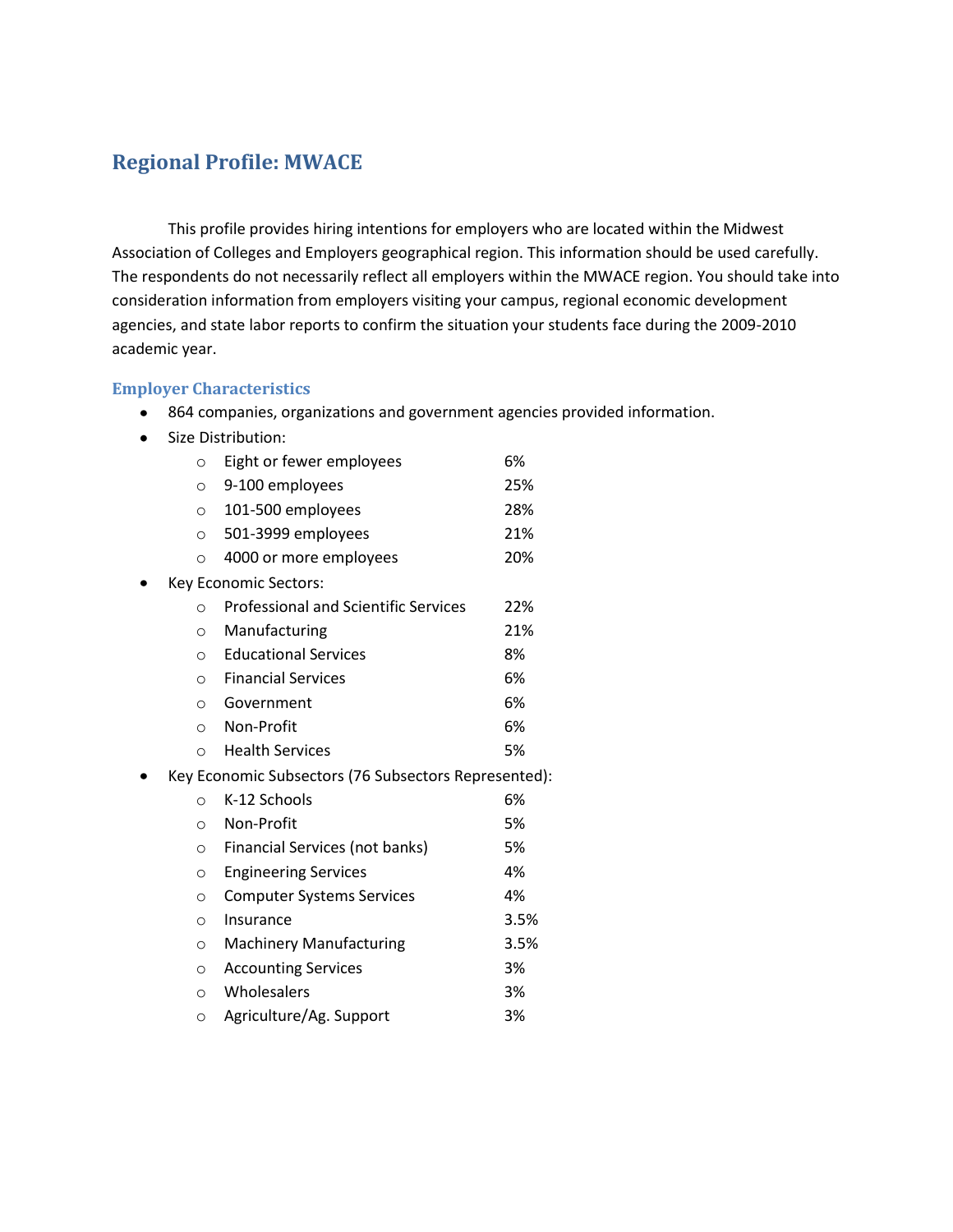## Regional Profile: MWACE

This profile provides hiring intentions for employers who are located within the Midwest Association of Colleges and Employers geographical region. This information should be used carefully. The respondents do not necessarily reflect all employers within the MWACE region. You should take into consideration information from employers visiting your campus, regional economic development agencies, and state labor reports to confirm the situation your students face during the 2009-2010 academic year.

### Employer Characteristics

- 864 companies, organizations and government agencies provided information.
- Size Distribution:
  - Eight or fewer employees 6%
  - 9-100 employees 25%
  - 101-500 employees 28%
  - 501-3999 employees 21%
  - 4000 or more employees 20%
- Key Economic Sectors:
  - Professional and Scientific Services 22%
  - Manufacturing 21%
  - Educational Services 8%
  - Financial Services 6%
  - Government 6%
  - Non-Profit 6%
  - Health Services 5%
- Key Economic Subsectors (76 Subsectors Represented):
  - K-12 Schools 6%
  - Non-Profit 5%
  - Financial Services (not banks) 5%
  - Engineering Services 4%
  - Computer Systems Services 4%
  - Insurance 3.5%
  - Machinery Manufacturing 3.5%
  - Accounting Services 3%
  - Wholesalers 3%
  - Agriculture/Ag. Support 3%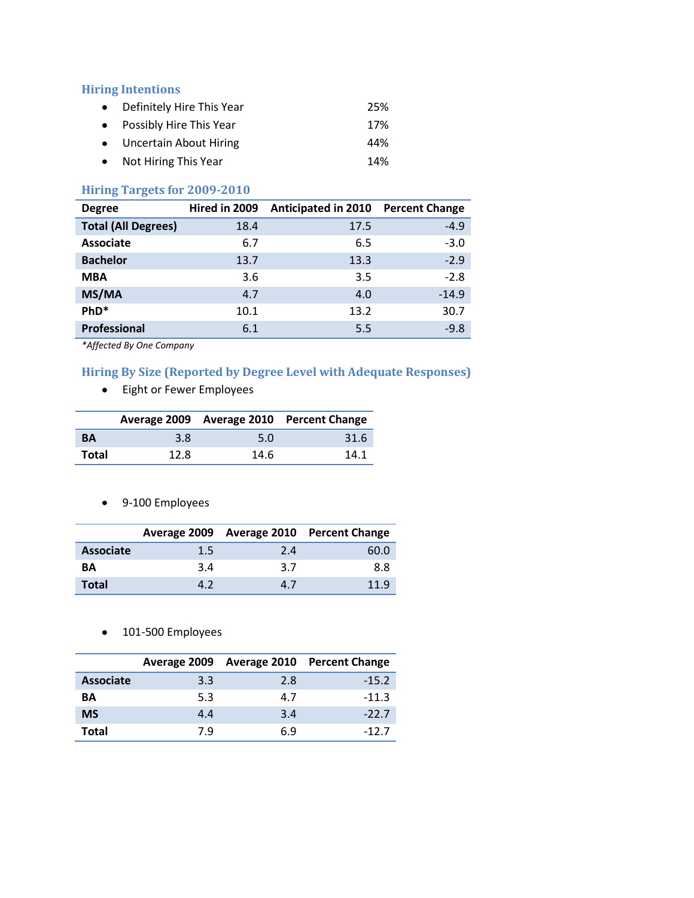### Hiring Intentions

- Definitely Hire This Year 25%
- Possibly Hire This Year 17%
- Uncertain About Hiring 44%
- Not Hiring This Year 14%

### Hiring Targets for 2009-2010

| Degree | Hired in 2009 | Anticipated in 2010 | Percent Change |
|---|---|---|---|
| **Total (All Degrees)** | 18.4 | 17.5 | -4.9 |
| **Associate** | 6.7 | 6.5 | -3.0 |
| **Bachelor** | 13.7 | 13.3 | -2.9 |
| **MBA** | 3.6 | 3.5 | -2.8 |
| **MS/MA** | 4.7 | 4.0 | -14.9 |
| **PhD*** | 10.1 | 13.2 | 30.7 |
| **Professional** | 6.1 | 5.5 | -9.8 |

*\*Affected By One Company*

### Hiring By Size (Reported by Degree Level with Adequate Responses)

- Eight or Fewer Employees

| | Average 2009 | Average 2010 | Percent Change |
|---|---|---|---|
| **BA** | 3.8 | 5.0 | 31.6 |
| **Total** | 12.8 | 14.6 | 14.1 |

- 9-100 Employees

| | Average 2009 | Average 2010 | Percent Change |
|---|---|---|---|
| **Associate** | 1.5 | 2.4 | 60.0 |
| **BA** | 3.4 | 3.7 | 8.8 |
| **Total** | 4.2 | 4.7 | 11.9 |

- 101-500 Employees

| | Average 2009 | Average 2010 | Percent Change |
|---|---|---|---|
| **Associate** | 3.3 | 2.8 | -15.2 |
| **BA** | 5.3 | 4.7 | -11.3 |
| **MS** | 4.4 | 3.4 | -22.7 |
| **Total** | 7.9 | 6.9 | -12.7 |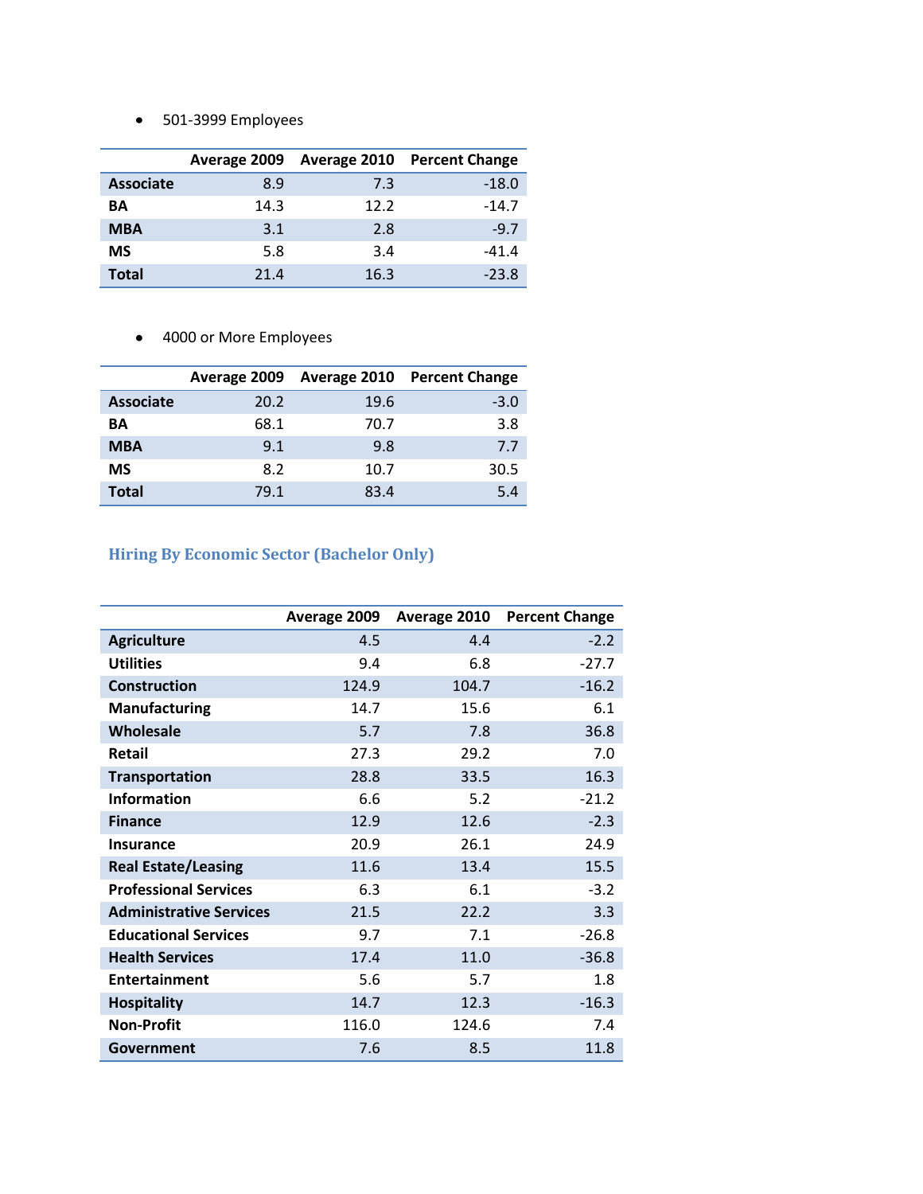- 501-3999 Employees

| | Average 2009 | Average 2010 | Percent Change |
|---|---|---|---|
| **Associate** | 8.9 | 7.3 | -18.0 |
| **BA** | 14.3 | 12.2 | -14.7 |
| **MBA** | 3.1 | 2.8 | -9.7 |
| **MS** | 5.8 | 3.4 | -41.4 |
| **Total** | 21.4 | 16.3 | -23.8 |

- 4000 or More Employees

| | Average 2009 | Average 2010 | Percent Change |
|---|---|---|---|
| **Associate** | 20.2 | 19.6 | -3.0 |
| **BA** | 68.1 | 70.7 | 3.8 |
| **MBA** | 9.1 | 9.8 | 7.7 |
| **MS** | 8.2 | 10.7 | 30.5 |
| **Total** | 79.1 | 83.4 | 5.4 |

## Hiring By Economic Sector (Bachelor Only)

| | Average 2009 | Average 2010 | Percent Change |
|---|---|---|---|
| **Agriculture** | 4.5 | 4.4 | -2.2 |
| **Utilities** | 9.4 | 6.8 | -27.7 |
| **Construction** | 124.9 | 104.7 | -16.2 |
| **Manufacturing** | 14.7 | 15.6 | 6.1 |
| **Wholesale** | 5.7 | 7.8 | 36.8 |
| **Retail** | 27.3 | 29.2 | 7.0 |
| **Transportation** | 28.8 | 33.5 | 16.3 |
| **Information** | 6.6 | 5.2 | -21.2 |
| **Finance** | 12.9 | 12.6 | -2.3 |
| **Insurance** | 20.9 | 26.1 | 24.9 |
| **Real Estate/Leasing** | 11.6 | 13.4 | 15.5 |
| **Professional Services** | 6.3 | 6.1 | -3.2 |
| **Administrative Services** | 21.5 | 22.2 | 3.3 |
| **Educational Services** | 9.7 | 7.1 | -26.8 |
| **Health Services** | 17.4 | 11.0 | -36.8 |
| **Entertainment** | 5.6 | 5.7 | 1.8 |
| **Hospitality** | 14.7 | 12.3 | -16.3 |
| **Non-Profit** | 116.0 | 124.6 | 7.4 |
| **Government** | 7.6 | 8.5 | 11.8 |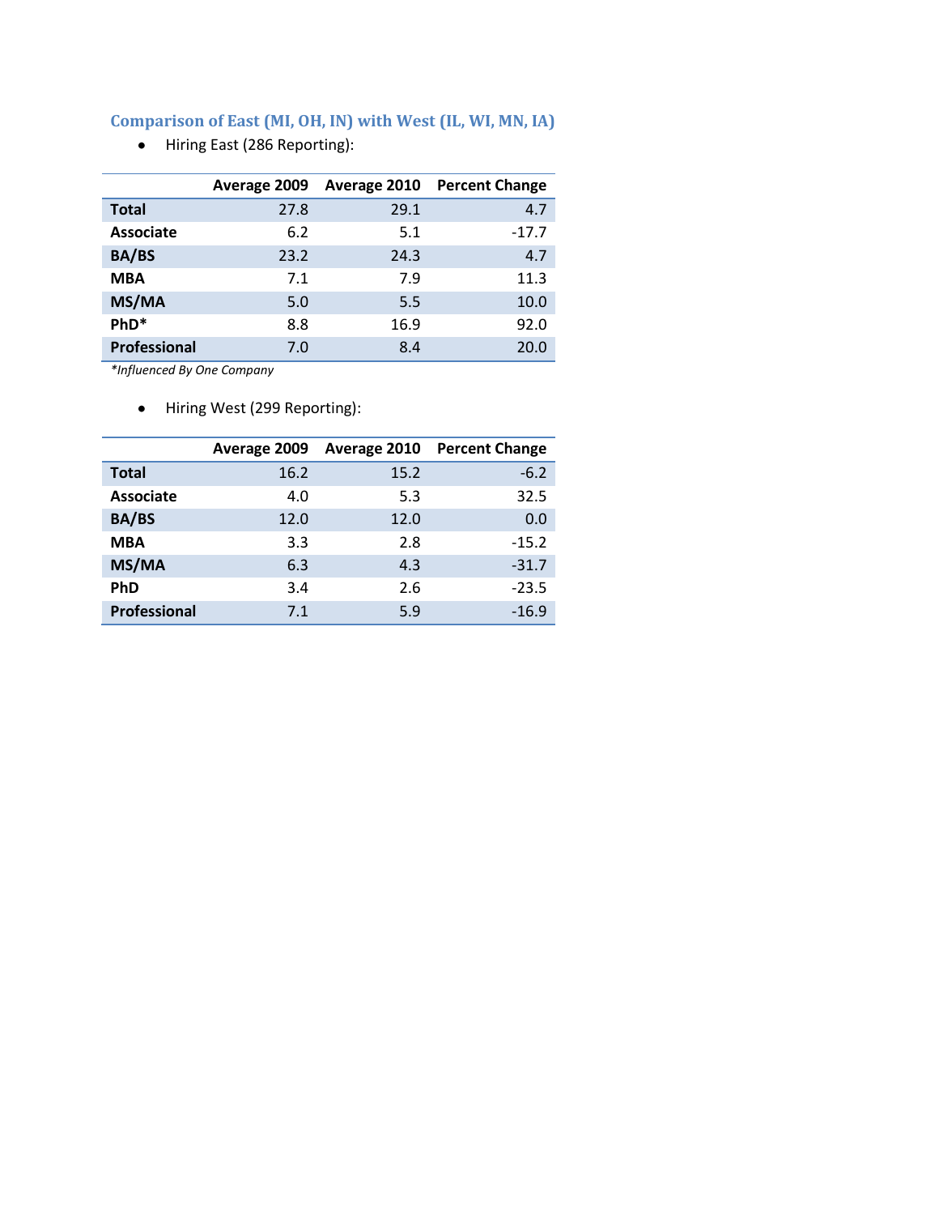### Comparison of East (MI, OH, IN) with West (IL, WI, MN, IA)

- Hiring East (286 Reporting):

| | Average 2009 | Average 2010 | Percent Change |
|---|---|---|---|
| **Total** | 27.8 | 29.1 | 4.7 |
| **Associate** | 6.2 | 5.1 | -17.7 |
| **BA/BS** | 23.2 | 24.3 | 4.7 |
| **MBA** | 7.1 | 7.9 | 11.3 |
| **MS/MA** | 5.0 | 5.5 | 10.0 |
| **PhD*** | 8.8 | 16.9 | 92.0 |
| **Professional** | 7.0 | 8.4 | 20.0 |

*\*Influenced By One Company*

- Hiring West (299 Reporting):

| | Average 2009 | Average 2010 | Percent Change |
|---|---|---|---|
| **Total** | 16.2 | 15.2 | -6.2 |
| **Associate** | 4.0 | 5.3 | 32.5 |
| **BA/BS** | 12.0 | 12.0 | 0.0 |
| **MBA** | 3.3 | 2.8 | -15.2 |
| **MS/MA** | 6.3 | 4.3 | -31.7 |
| **PhD** | 3.4 | 2.6 | -23.5 |
| **Professional** | 7.1 | 5.9 | -16.9 |